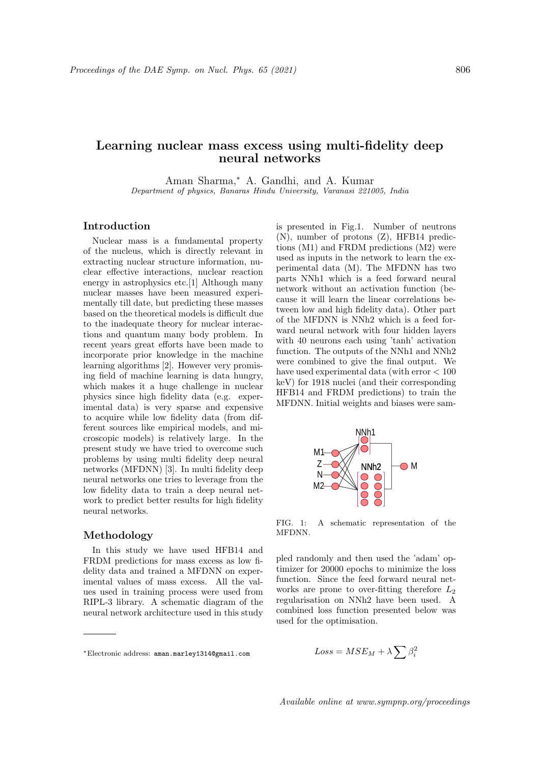# Learning nuclear mass excess using multi-fidelity deep neural networks

Aman Sharma,* A. Gandhi, and A. Kumar

*Department of physics, Banaras Hindu University, Varanasi 221005, India*

## Introduction

Nuclear mass is a fundamental property of the nucleus, which is directly relevant in extracting nuclear structure information, nuclear effective interactions, nuclear reaction energy in astrophysics etc.[1] Although many nuclear masses have been measured experimentally till date, but predicting these masses based on the theoretical models is difficult due to the inadequate theory for nuclear interactions and quantum many body problem. In recent years great efforts have been made to incorporate prior knowledge in the machine learning algorithms [2]. However very promising field of machine learning is data hungry, which makes it a huge challenge in nuclear physics since high fidelity data (e.g. experimental data) is very sparse and expensive to acquire while low fidelity data (from different sources like empirical models, and microscopic models) is relatively large. In the present study we have tried to overcome such problems by using multi fidelity deep neural networks (MFDNN) [3]. In multi fidelity deep neural networks one tries to leverage from the low fidelity data to train a deep neural network to predict better results for high fidelity neural networks.

## Methodology

In this study we have used HFB14 and FRDM predictions for mass excess as low fidelity data and trained a MFDNN on experimental values of mass excess. All the values used in training process were used from RIPL-3 library. A schematic diagram of the neural network architecture used in this study is presented in Fig.1. Number of neutrons (N), number of protons (Z), HFB14 predictions (M1) and FRDM predictions (M2) were used as inputs in the network to learn the experimental data (M). The MFDNN has two parts NNh1 which is a feed forward neural network without an activation function (because it will learn the linear correlations between low and high fidelity data). Other part of the MFDNN is NNh2 which is a feed forward neural network with four hidden layers with 40 neurons each using 'tanh' activation function. The outputs of the NNh1 and NNh2 were combined to give the final output. We have used experimental data (with error < 100 keV) for 1918 nuclei (and their corresponding HFB14 and FRDM predictions) to train the MFDNN. Initial weights and biases were sampled randomly and then used the 'adam' optimizer for 20000 epochs to minimize the loss function. Since the feed forward neural networks are prone to over-fitting therefore $L_2$ regularisation on NNh2 have been used. A combined loss function presented below was used for the optimisation.

FIG. 1: A schematic representation of the MFDNN.

$$Loss = MSE_M + \lambda \sum \beta_i^2$$

*Electronic address: aman.marley1314@gmail.com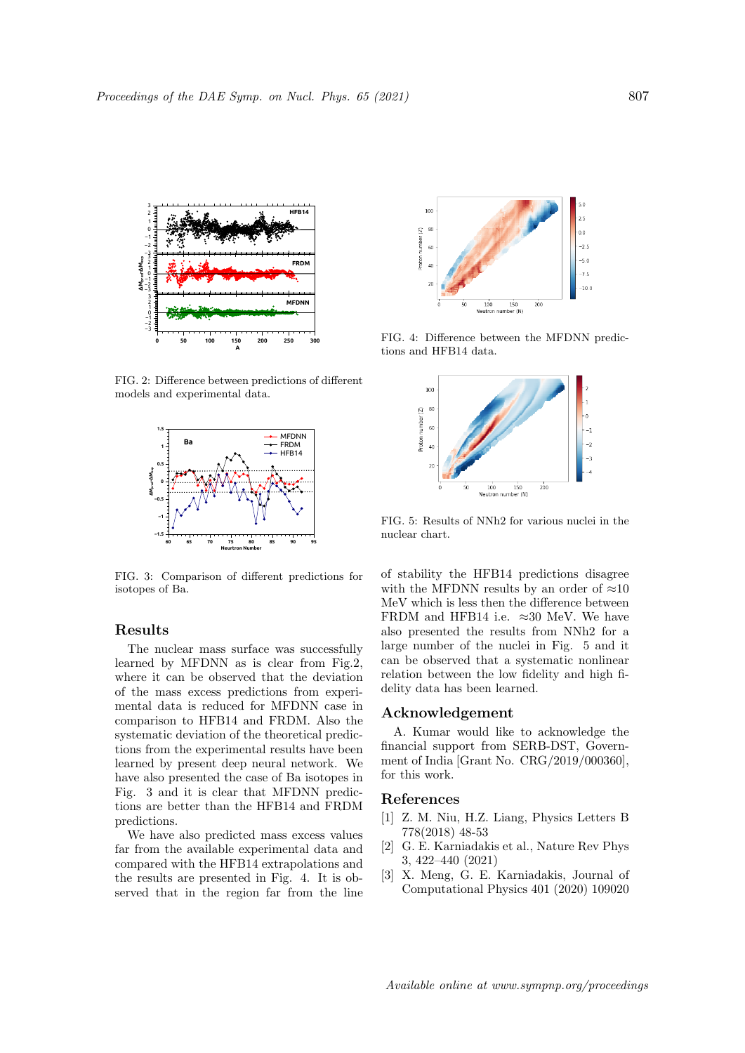HFB14

FRDM

MFDNN

$\Delta M_{theo}$-$\Delta M_{exp}$

A

FIG. 2: Difference between predictions of different models and experimental data.

Ba

MFDNN
FRDM
HFB14

$\Delta M_{theo}$-$\Delta M_{exp}$

Neutron Number

FIG. 3: Comparison of different predictions for isotopes of Ba.

## Results

The nuclear mass surface was successfully learned by MFDNN as is clear from Fig.2, where it can be observed that the deviation of the mass excess predictions from experimental data is reduced for MFDNN case in comparison to HFB14 and FRDM. Also the systematic deviation of the theoretical predictions from the experimental results have been learned by present deep neural network. We have also presented the case of Ba isotopes in Fig. 3 and it is clear that MFDNN predictions are better than the HFB14 and FRDM predictions.

We have also predicted mass excess values far from the available experimental data and compared with the HFB14 extrapolations and the results are presented in Fig. 4. It is observed that in the region far from the line of stability the HFB14 predictions disagree with the MFDNN results by an order of ≈10 MeV which is less then the difference between FRDM and HFB14 i.e. ≈30 MeV. We have also presented the results from NNh2 for a large number of the nuclei in Fig. 5 and it can be observed that a systematic nonlinear relation between the low fidelity and high fidelity data has been learned.

Proton number (Z)

Neutron number (N)

FIG. 4: Difference between the MFDNN predictions and HFB14 data.

Proton number (Z)

Neutron number (N)

FIG. 5: Results of NNh2 for various nuclei in the nuclear chart.

## Acknowledgement

A. Kumar would like to acknowledge the financial support from SERB-DST, Government of India [Grant No. CRG/2019/000360], for this work.

## References

[1] Z. M. Niu, H.Z. Liang, Physics Letters B 778(2018) 48-53

[2] G. E. Karniadakis et al., Nature Rev Phys 3, 422–440 (2021)

[3] X. Meng, G. E. Karniadakis, Journal of Computational Physics 401 (2020) 109020